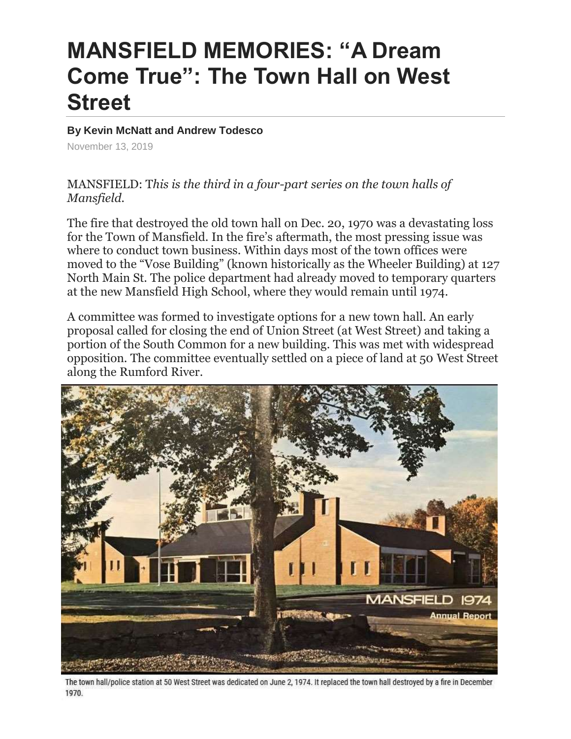# MANSFIELD MEMORIES: "A Dream Come True": The Town Hall on West Street

**By Kevin McNatt and Andrew Todesco**

November 13, 2019

MANSFIELD: T*his is the third in a four-part series on the town halls of Mansfield.*

The fire that destroyed the old town hall on Dec. 20, 1970 was a devastating loss for the Town of Mansfield. In the fire's aftermath, the most pressing issue was where to conduct town business. Within days most of the town offices were moved to the "Vose Building" (known historically as the Wheeler Building) at 127 North Main St. The police department had already moved to temporary quarters at the new Mansfield High School, where they would remain until 1974.

A committee was formed to investigate options for a new town hall. An early proposal called for closing the end of Union Street (at West Street) and taking a portion of the South Common for a new building. This was met with widespread opposition. The committee eventually settled on a piece of land at 50 West Street along the Rumford River.

The town hall/police station at 50 West Street was dedicated on June 2, 1974. It replaced the town hall destroyed by a fire in December 1970.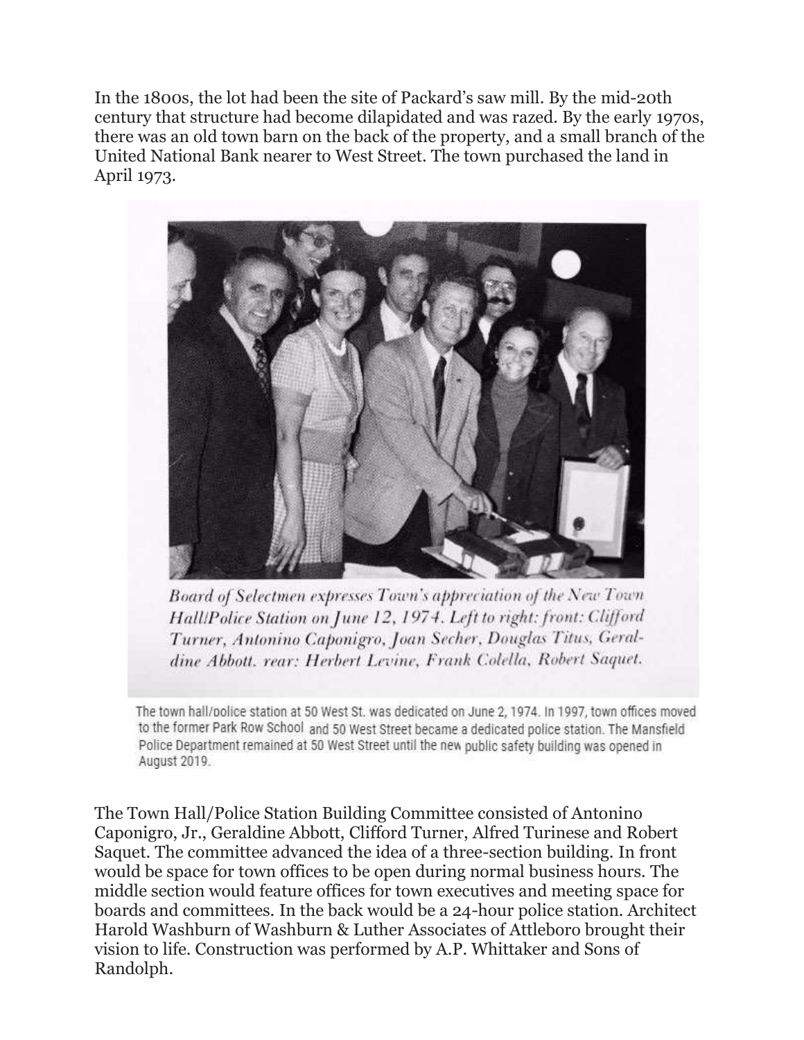In the 1800s, the lot had been the site of Packard's saw mill. By the mid-20th century that structure had become dilapidated and was razed. By the early 1970s, there was an old town barn on the back of the property, and a small branch of the United National Bank nearer to West Street. The town purchased the land in April 1973.

*Board of Selectmen expresses Town's appreciation of the New Town Hall/Police Station on June 12, 1974. Left to right: front: Clifford Turner, Antonino Caponigro, Joan Secher, Douglas Titus, Geraldine Abbott. rear: Herbert Levine, Frank Colella, Robert Saquet.*

The town hall/police station at 50 West St. was dedicated on June 2, 1974. In 1997, town offices moved to the former Park Row School and 50 West Street became a dedicated police station. The Mansfield Police Department remained at 50 West Street until the new public safety building was opened in August 2019.

The Town Hall/Police Station Building Committee consisted of Antonino Caponigro, Jr., Geraldine Abbott, Clifford Turner, Alfred Turinese and Robert Saquet. The committee advanced the idea of a three-section building. In front would be space for town offices to be open during normal business hours. The middle section would feature offices for town executives and meeting space for boards and committees. In the back would be a 24-hour police station. Architect Harold Washburn of Washburn & Luther Associates of Attleboro brought their vision to life. Construction was performed by A.P. Whittaker and Sons of Randolph.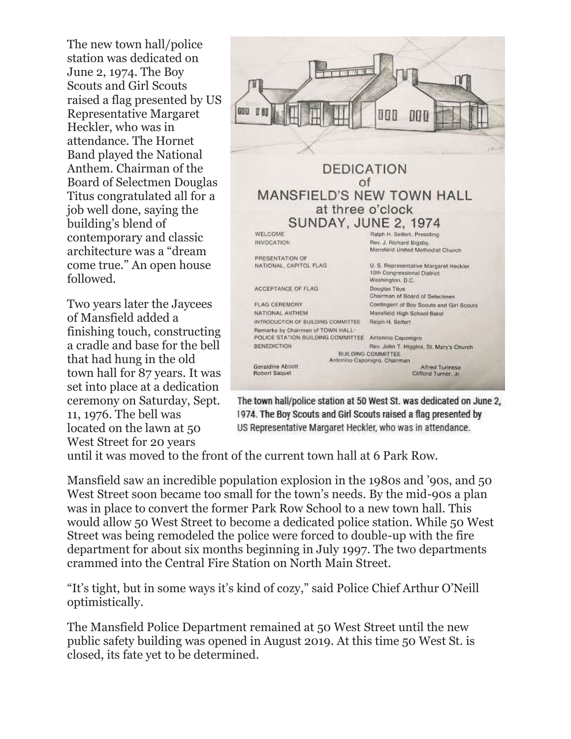The new town hall/police station was dedicated on June 2, 1974. The Boy Scouts and Girl Scouts raised a flag presented by US Representative Margaret Heckler, who was in attendance. The Hornet Band played the National Anthem. Chairman of the Board of Selectmen Douglas Titus congratulated all for a job well done, saying the building's blend of contemporary and classic architecture was a "dream come true." An open house followed.

Two years later the Jaycees of Mansfield added a finishing touch, constructing a cradle and base for the bell that had hung in the old town hall for 87 years. It was set into place at a dedication ceremony on Saturday, Sept. 11, 1976. The bell was located on the lawn at 50 West Street for 20 years until it was moved to the front of the current town hall at 6 Park Row.

DEDICATION
of
MANSFIELD'S NEW TOWN HALL
at three o'clock
SUNDAY, JUNE 2, 1974

| | |
|---|---|
| WELCOME | Ralph H. Seifert, Presiding |
| INVOCATION | Rev. J. Richard Bigsby, Mansfield United Methodist Church |
| PRESENTATION OF NATIONAL, CAPITOL FLAG | U. S. Representative Margaret Heckler, 10th Congressional District, Washington, D.C. |
| ACCEPTANCE OF FLAG | Douglas Titus, Chairman of Board of Selectmen |
| FLAG CEREMONY | Contingent of Boy Scouts and Girl Scouts |
| NATIONAL ANTHEM | Mansfield High School Band |
| INTRODUCTION OF BUILDING COMMITTEE | Ralph H. Seifert |
| Remarks by Chairman of TOWN HALL-POLICE STATION BUILDING COMMITTEE | Antonino Caponigro |
| BENEDICTION | Rev. John T. Higgins, St. Mary's Church |

BUILDING COMMITTEE
Antonino Caponigro, Chairman

Geraldine Abbott
Robert Saquet
Alfred Turinese
Clifford Turner, Jr.

The town hall/police station at 50 West St. was dedicated on June 2, 1974. The Boy Scouts and Girl Scouts raised a flag presented by US Representative Margaret Heckler, who was in attendance.

Mansfield saw an incredible population explosion in the 1980s and '90s, and 50 West Street soon became too small for the town's needs. By the mid-90s a plan was in place to convert the former Park Row School to a new town hall. This would allow 50 West Street to become a dedicated police station. While 50 West Street was being remodeled the police were forced to double-up with the fire department for about six months beginning in July 1997. The two departments crammed into the Central Fire Station on North Main Street.

"It's tight, but in some ways it's kind of cozy," said Police Chief Arthur O'Neill optimistically.

The Mansfield Police Department remained at 50 West Street until the new public safety building was opened in August 2019. At this time 50 West St. is closed, its fate yet to be determined.